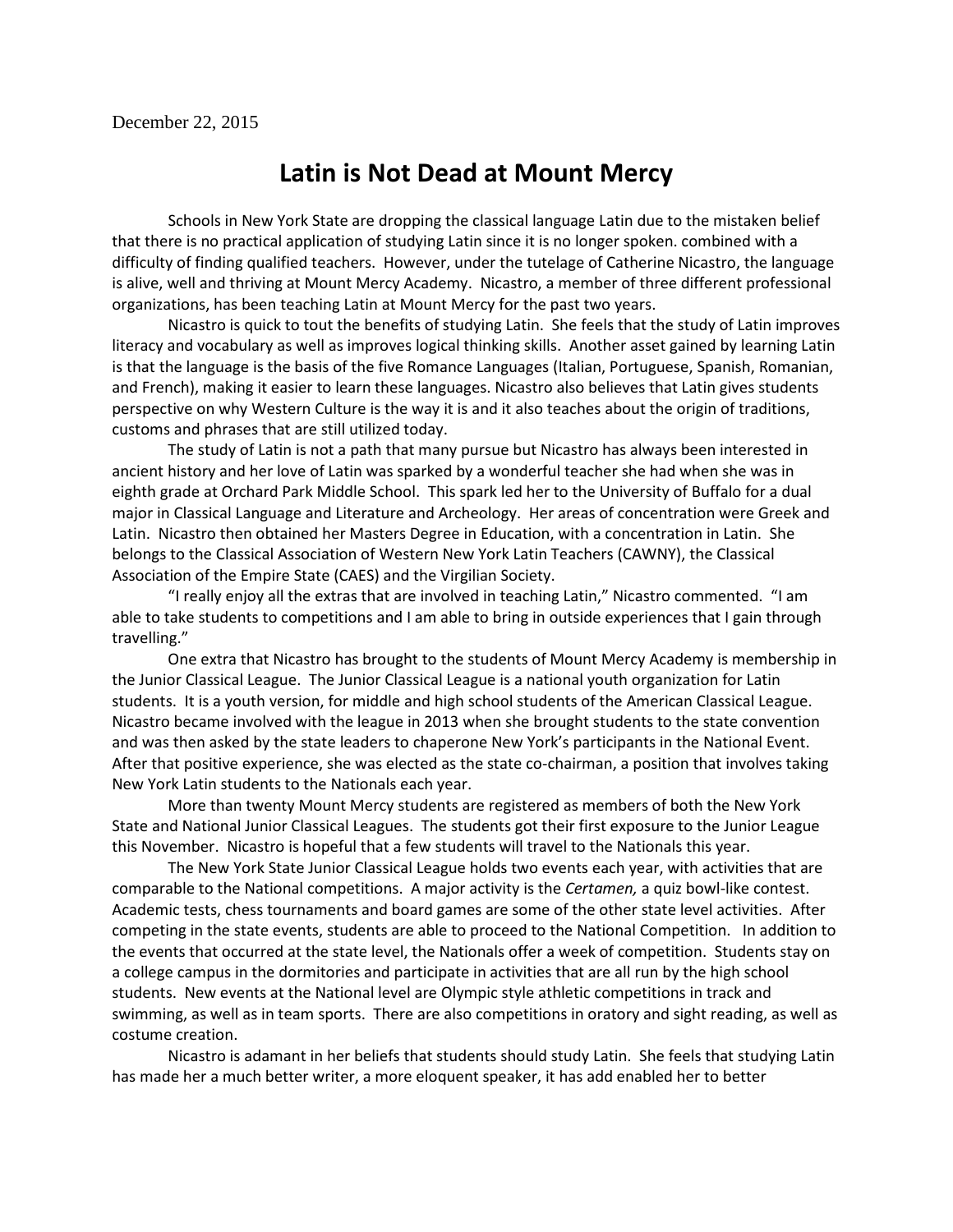December 22, 2015

# Latin is Not Dead at Mount Mercy

Schools in New York State are dropping the classical language Latin due to the mistaken belief that there is no practical application of studying Latin since it is no longer spoken. combined with a difficulty of finding qualified teachers. However, under the tutelage of Catherine Nicastro, the language is alive, well and thriving at Mount Mercy Academy. Nicastro, a member of three different professional organizations, has been teaching Latin at Mount Mercy for the past two years.

Nicastro is quick to tout the benefits of studying Latin. She feels that the study of Latin improves literacy and vocabulary as well as improves logical thinking skills. Another asset gained by learning Latin is that the language is the basis of the five Romance Languages (Italian, Portuguese, Spanish, Romanian, and French), making it easier to learn these languages. Nicastro also believes that Latin gives students perspective on why Western Culture is the way it is and it also teaches about the origin of traditions, customs and phrases that are still utilized today.

The study of Latin is not a path that many pursue but Nicastro has always been interested in ancient history and her love of Latin was sparked by a wonderful teacher she had when she was in eighth grade at Orchard Park Middle School. This spark led her to the University of Buffalo for a dual major in Classical Language and Literature and Archeology. Her areas of concentration were Greek and Latin. Nicastro then obtained her Masters Degree in Education, with a concentration in Latin. She belongs to the Classical Association of Western New York Latin Teachers (CAWNY), the Classical Association of the Empire State (CAES) and the Virgilian Society.

"I really enjoy all the extras that are involved in teaching Latin," Nicastro commented. "I am able to take students to competitions and I am able to bring in outside experiences that I gain through travelling."

One extra that Nicastro has brought to the students of Mount Mercy Academy is membership in the Junior Classical League. The Junior Classical League is a national youth organization for Latin students. It is a youth version, for middle and high school students of the American Classical League. Nicastro became involved with the league in 2013 when she brought students to the state convention and was then asked by the state leaders to chaperone New York's participants in the National Event. After that positive experience, she was elected as the state co-chairman, a position that involves taking New York Latin students to the Nationals each year.

More than twenty Mount Mercy students are registered as members of both the New York State and National Junior Classical Leagues. The students got their first exposure to the Junior League this November. Nicastro is hopeful that a few students will travel to the Nationals this year.

The New York State Junior Classical League holds two events each year, with activities that are comparable to the National competitions. A major activity is the *Certamen,* a quiz bowl-like contest. Academic tests, chess tournaments and board games are some of the other state level activities. After competing in the state events, students are able to proceed to the National Competition. In addition to the events that occurred at the state level, the Nationals offer a week of competition. Students stay on a college campus in the dormitories and participate in activities that are all run by the high school students. New events at the National level are Olympic style athletic competitions in track and swimming, as well as in team sports. There are also competitions in oratory and sight reading, as well as costume creation.

Nicastro is adamant in her beliefs that students should study Latin. She feels that studying Latin has made her a much better writer, a more eloquent speaker, it has add enabled her to better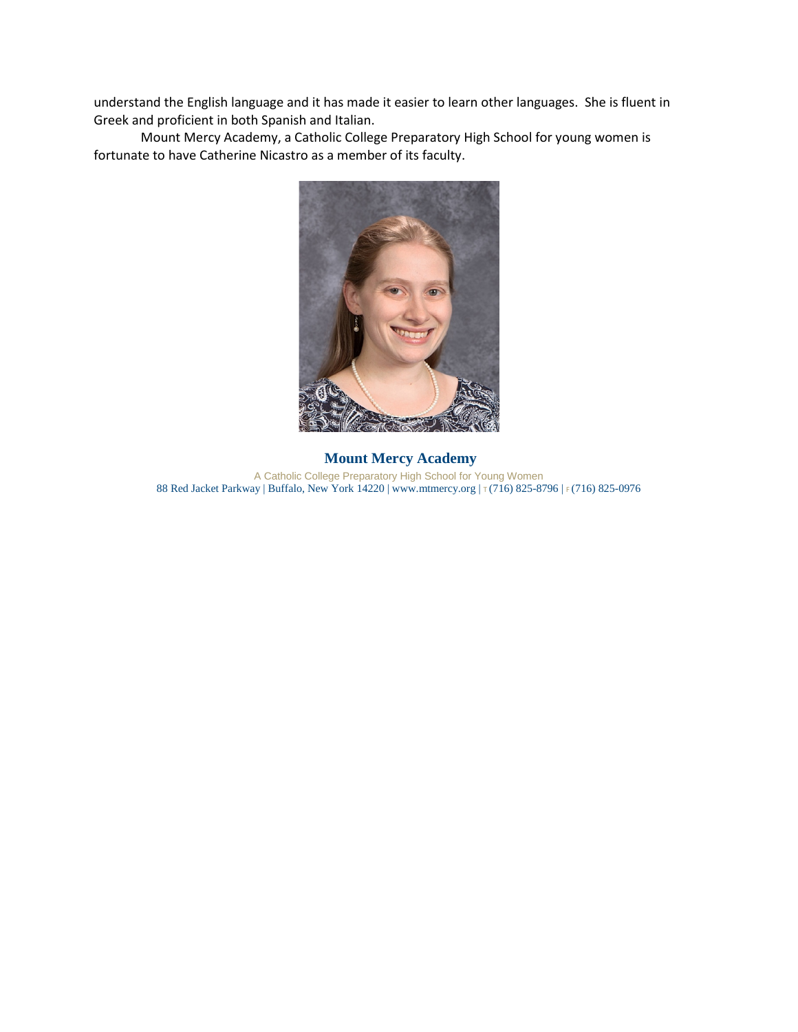understand the English language and it has made it easier to learn other languages. She is fluent in Greek and proficient in both Spanish and Italian.

Mount Mercy Academy, a Catholic College Preparatory High School for young women is fortunate to have Catherine Nicastro as a member of its faculty.

**Mount Mercy Academy**

A Catholic College Preparatory High School for Young Women

88 Red Jacket Parkway | Buffalo, New York 14220 | www.mtmercy.org | T (716) 825-8796 | F (716) 825-0976